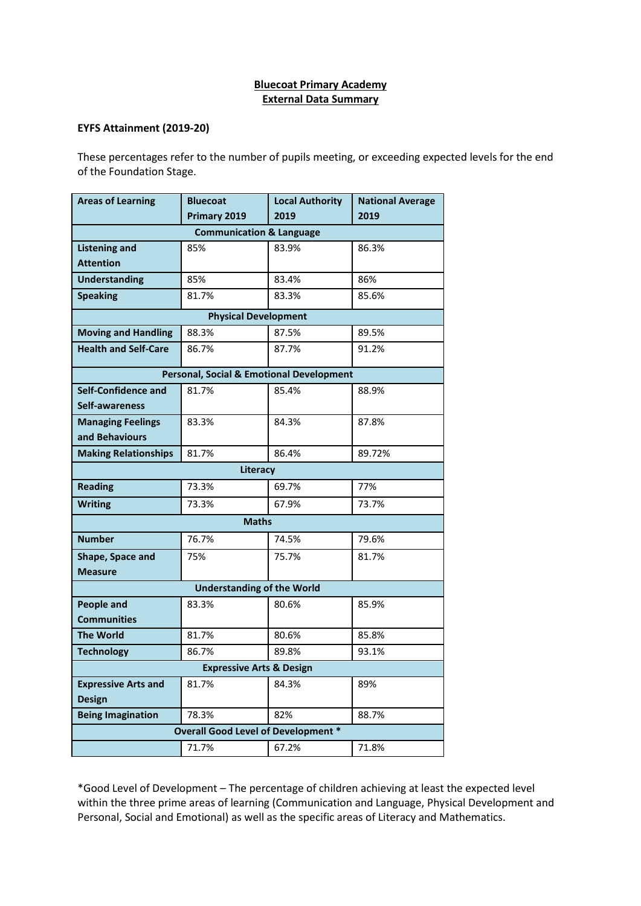# Bluecoat Primary Academy
# External Data Summary

## EYFS Attainment (2019-20)

These percentages refer to the number of pupils meeting, or exceeding expected levels for the end of the Foundation Stage.

| Areas of Learning | Bluecoat Primary 2019 | Local Authority 2019 | National Average 2019 |
|---|---|---|---|
| **Communication & Language** | | | |
| **Listening and Attention** | 85% | 83.9% | 86.3% |
| **Understanding** | 85% | 83.4% | 86% |
| **Speaking** | 81.7% | 83.3% | 85.6% |
| **Physical Development** | | | |
| **Moving and Handling** | 88.3% | 87.5% | 89.5% |
| **Health and Self-Care** | 86.7% | 87.7% | 91.2% |
| **Personal, Social & Emotional Development** | | | |
| **Self-Confidence and Self-awareness** | 81.7% | 85.4% | 88.9% |
| **Managing Feelings and Behaviours** | 83.3% | 84.3% | 87.8% |
| **Making Relationships** | 81.7% | 86.4% | 89.72% |
| **Literacy** | | | |
| **Reading** | 73.3% | 69.7% | 77% |
| **Writing** | 73.3% | 67.9% | 73.7% |
| **Maths** | | | |
| **Number** | 76.7% | 74.5% | 79.6% |
| **Shape, Space and Measure** | 75% | 75.7% | 81.7% |
| **Understanding of the World** | | | |
| **People and Communities** | 83.3% | 80.6% | 85.9% |
| **The World** | 81.7% | 80.6% | 85.8% |
| **Technology** | 86.7% | 89.8% | 93.1% |
| **Expressive Arts & Design** | | | |
| **Expressive Arts and Design** | 81.7% | 84.3% | 89% |
| **Being Imagination** | 78.3% | 82% | 88.7% |
| **Overall Good Level of Development *** | | | |
| | 71.7% | 67.2% | 71.8% |

*Good Level of Development – The percentage of children achieving at least the expected level within the three prime areas of learning (Communication and Language, Physical Development and Personal, Social and Emotional) as well as the specific areas of Literacy and Mathematics.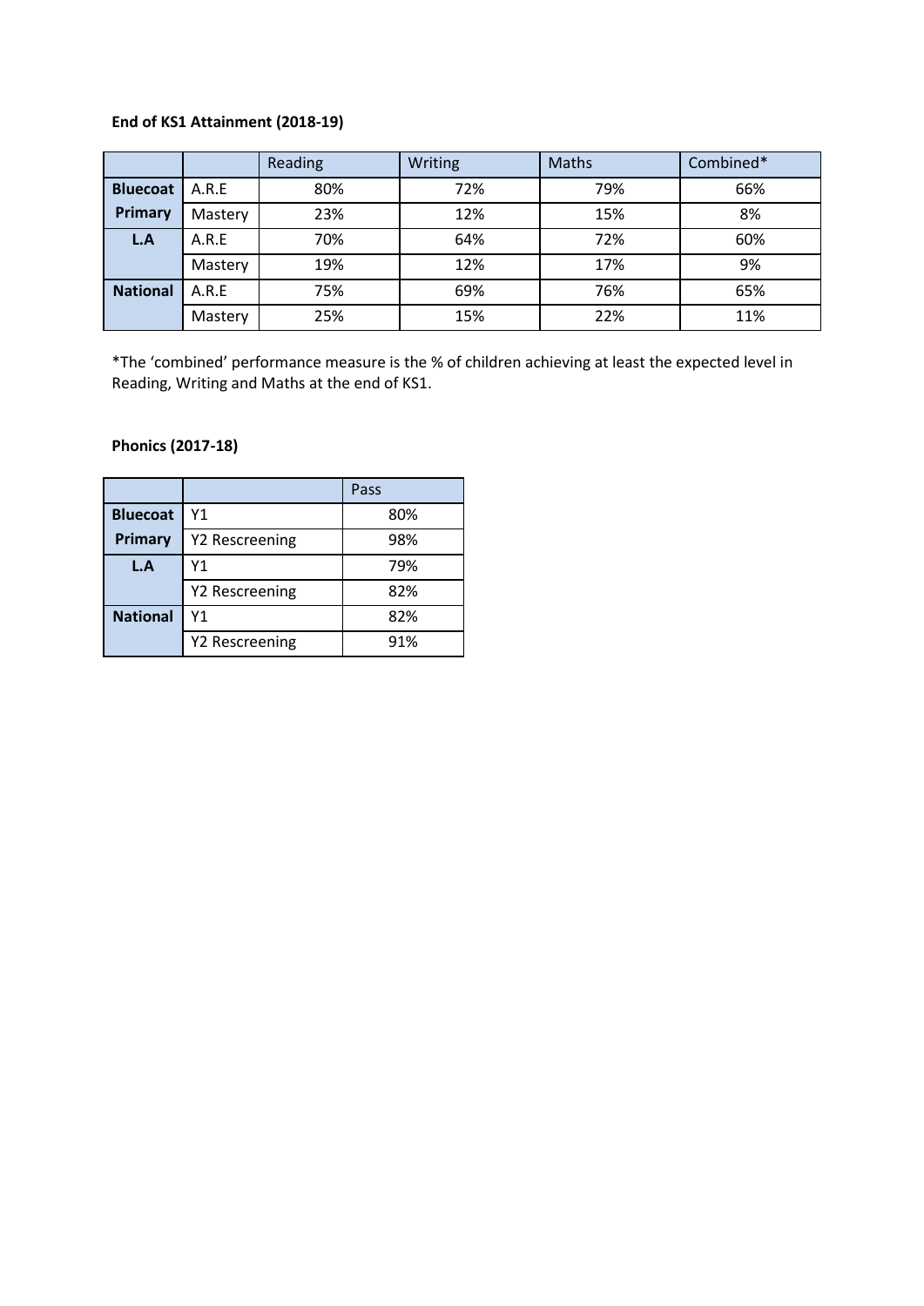**End of KS1 Attainment (2018-19)**

| | | Reading | Writing | Maths | Combined* |
|---|---|---|---|---|---|
| **Bluecoat Primary** | A.R.E | 80% | 72% | 79% | 66% |
| | Mastery | 23% | 12% | 15% | 8% |
| **L.A** | A.R.E | 70% | 64% | 72% | 60% |
| | Mastery | 19% | 12% | 17% | 9% |
| **National** | A.R.E | 75% | 69% | 76% | 65% |
| | Mastery | 25% | 15% | 22% | 11% |

*The 'combined' performance measure is the % of children achieving at least the expected level in Reading, Writing and Maths at the end of KS1.

**Phonics (2017-18)**

| | | Pass |
|---|---|---|
| **Bluecoat Primary** | Y1 | 80% |
| | Y2 Rescreening | 98% |
| **L.A** | Y1 | 79% |
| | Y2 Rescreening | 82% |
| **National** | Y1 | 82% |
| | Y2 Rescreening | 91% |